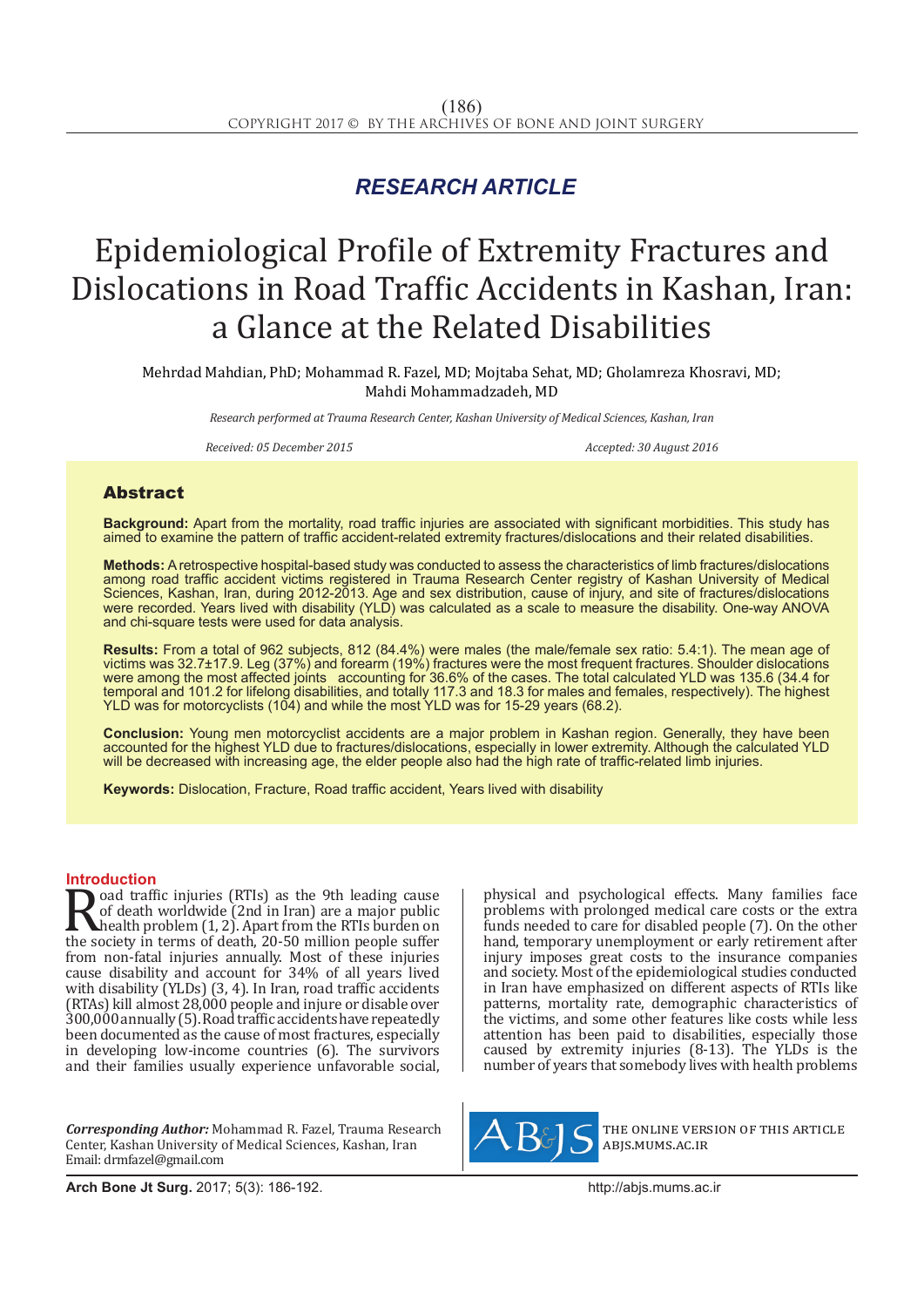**RESEARCH ARTICLE**

# Epidemiological Profile of Extremity Fractures and Dislocations in Road Traffic Accidents in Kashan, Iran: a Glance at the Related Disabilities

Mehrdad Mahdian, PhD; Mohammad R. Fazel, MD; Mojtaba Sehat, MD; Gholamreza Khosravi, MD; Mahdi Mohammadzadeh, MD

*Research performed at Trauma Research Center, Kashan University of Medical Sciences, Kashan, Iran*

*Received: 05 December 2015* *Accepted: 30 August 2016*

## Abstract

**Background:** Apart from the mortality, road traffic injuries are associated with significant morbidities. This study has aimed to examine the pattern of traffic accident-related extremity fractures/dislocations and their related disabilities.

**Methods:** A retrospective hospital-based study was conducted to assess the characteristics of limb fractures/dislocations among road traffic accident victims registered in Trauma Research Center registry of Kashan University of Medical Sciences, Kashan, Iran, during 2012-2013. Age and sex distribution, cause of injury, and site of fractures/dislocations were recorded. Years lived with disability (YLD) was calculated as a scale to measure the disability. One-way ANOVA and chi-square tests were used for data analysis.

**Results:** From a total of 962 subjects, 812 (84.4%) were males (the male/female sex ratio: 5.4:1). The mean age of victims was 32.7±17.9. Leg (37%) and forearm (19%) fractures were the most frequent fractures. Shoulder dislocations were among the most affected joints accounting for 36.6% of the cases. The total calculated YLD was 135.6 (34.4 for temporal and 101.2 for lifelong disabilities, and totally 117.3 and 18.3 for males and females, respectively). The highest YLD was for motorcyclists (104) and while the most YLD was for 15-29 years (68.2).

**Conclusion:** Young men motorcyclist accidents are a major problem in Kashan region. Generally, they have been accounted for the highest YLD due to fractures/dislocations, especially in lower extremity. Although the calculated YLD will be decreased with increasing age, the elder people also had the high rate of traffic-related limb injuries.

**Keywords:** Dislocation, Fracture, Road traffic accident, Years lived with disability

## Introduction

Road traffic injuries (RTIs) as the 9th leading cause of death worldwide (2nd in Iran) are a major public health problem (1, 2). Apart from the RTIs burden on the society in terms of death, 20-50 million people suffer from non-fatal injuries annually. Most of these injuries cause disability and account for 34% of all years lived with disability (YLDs) (3, 4). In Iran, road traffic accidents (RTAs) kill almost 28,000 people and injure or disable over 300,000 annually (5). Road traffic accidents have repeatedly been documented as the cause of most fractures, especially in developing low-income countries (6). The survivors and their families usually experience unfavorable social, physical and psychological effects. Many families face problems with prolonged medical care costs or the extra funds needed to care for disabled people (7). On the other hand, temporary unemployment or early retirement after injury imposes great costs to the insurance companies and society. Most of the epidemiological studies conducted in Iran have emphasized on different aspects of RTIs like patterns, mortality rate, demographic characteristics of the victims, and some other features like costs while less attention has been paid to disabilities, especially those caused by extremity injuries (8-13). The YLDs is the number of years that somebody lives with health problems

*Corresponding Author:* Mohammad R. Fazel, Trauma Research Center, Kashan University of Medical Sciences, Kashan, Iran
Email: drmfazel@gmail.com

THE ONLINE VERSION OF THIS ARTICLE ABJS.MUMS.AC.IR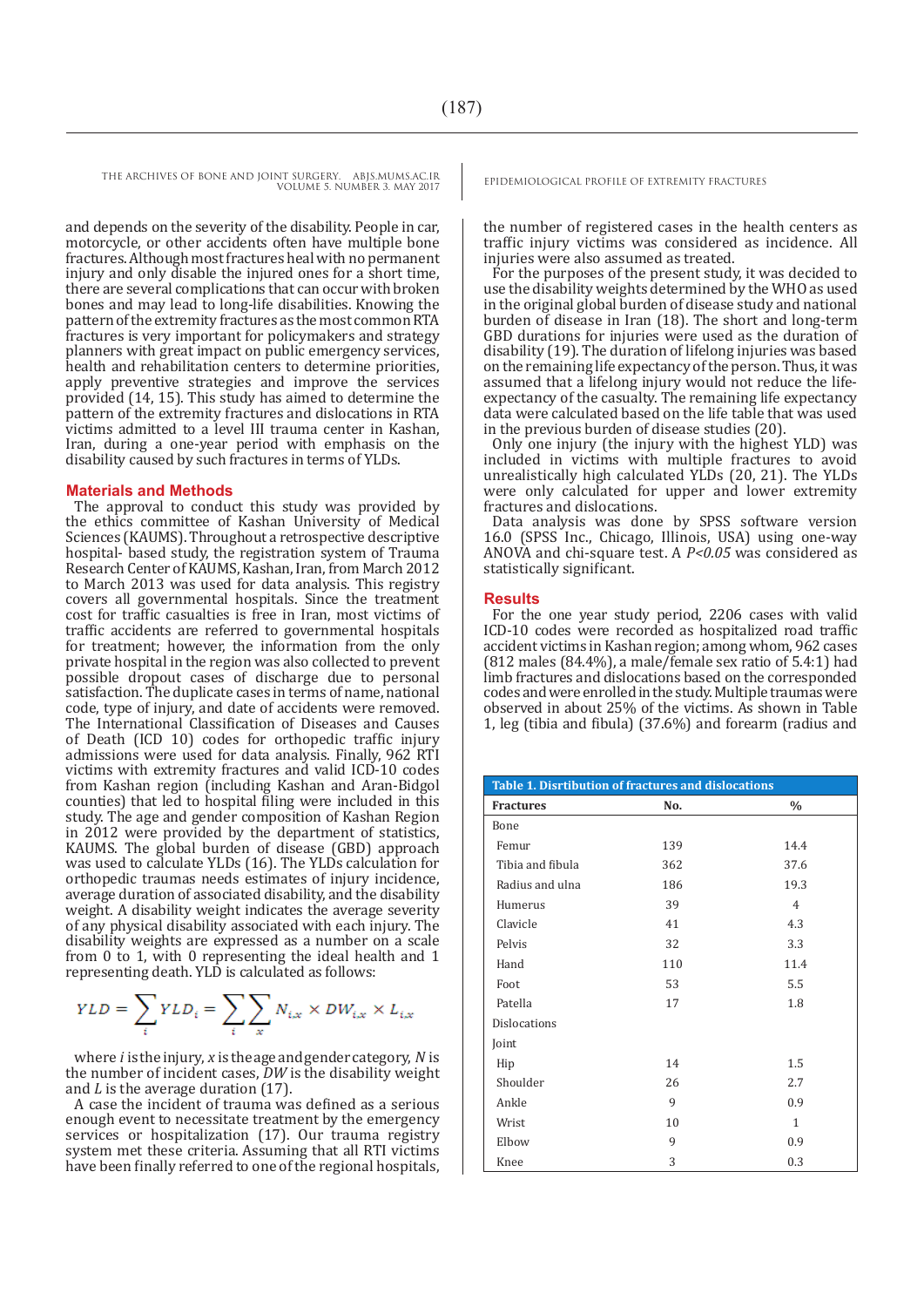and depends on the severity of the disability. People in car, motorcycle, or other accidents often have multiple bone fractures. Although most fractures heal with no permanent injury and only disable the injured ones for a short time, there are several complications that can occur with broken bones and may lead to long-life disabilities. Knowing the pattern of the extremity fractures as the most common RTA fractures is very important for policymakers and strategy planners with great impact on public emergency services, health and rehabilitation centers to determine priorities, apply preventive strategies and improve the services provided (14, 15). This study has aimed to determine the pattern of the extremity fractures and dislocations in RTA victims admitted to a level III trauma center in Kashan, Iran, during a one-year period with emphasis on the disability caused by such fractures in terms of YLDs.

## Materials and Methods

The approval to conduct this study was provided by the ethics committee of Kashan University of Medical Sciences (KAUMS). Throughout a retrospective descriptive hospital- based study, the registration system of Trauma Research Center of KAUMS, Kashan, Iran, from March 2012 to March 2013 was used for data analysis. This registry covers all governmental hospitals. Since the treatment cost for traffic casualties is free in Iran, most victims of traffic accidents are referred to governmental hospitals for treatment; however, the information from the only private hospital in the region was also collected to prevent possible dropout cases of discharge due to personal satisfaction. The duplicate cases in terms of name, national code, type of injury, and date of accidents were removed. The International Classification of Diseases and Causes of Death (ICD 10) codes for orthopedic traffic injury admissions were used for data analysis. Finally, 962 RTI victims with extremity fractures and valid ICD-10 codes from Kashan region (including Kashan and Aran-Bidgol counties) that led to hospital filing were included in this study. The age and gender composition of Kashan Region in 2012 were provided by the department of statistics, KAUMS. The global burden of disease (GBD) approach was used to calculate YLDs (16). The YLDs calculation for orthopedic traumas needs estimates of injury incidence, average duration of associated disability, and the disability weight. A disability weight indicates the average severity of any physical disability associated with each injury. The disability weights are expressed as a number on a scale from 0 to 1, with 0 representing the ideal health and 1 representing death. YLD is calculated as follows:

$$YLD = \sum_i YLD_i = \sum_i \sum_x N_{i,x} \times DW_{i,x} \times L_{i,x}$$

where *i* is the injury, *x* is the age and gender category, *N* is the number of incident cases, *DW* is the disability weight and *L* is the average duration (17).

A case the incident of trauma was defined as a serious enough event to necessitate treatment by the emergency services or hospitalization (17). Our trauma registry system met these criteria. Assuming that all RTI victims have been finally referred to one of the regional hospitals, the number of registered cases in the health centers as traffic injury victims was considered as incidence. All injuries were also assumed as treated.

For the purposes of the present study, it was decided to use the disability weights determined by the WHO as used in the original global burden of disease study and national burden of disease in Iran (18). The short and long-term GBD durations for injuries were used as the duration of disability (19). The duration of lifelong injuries was based on the remaining life expectancy of the person. Thus, it was assumed that a lifelong injury would not reduce the life-expectancy of the casualty. The remaining life expectancy data were calculated based on the life table that was used in the previous burden of disease studies (20).

Only one injury (the injury with the highest YLD) was included in victims with multiple fractures to avoid unrealistically high calculated YLDs (20, 21). The YLDs were only calculated for upper and lower extremity fractures and dislocations.

Data analysis was done by SPSS software version 16.0 (SPSS Inc., Chicago, Illinois, USA) using one-way ANOVA and chi-square test. A $P<0.05$ was considered as statistically significant.

## Results

For the one year study period, 2206 cases with valid ICD-10 codes were recorded as hospitalized road traffic accident victims in Kashan region; among whom, 962 cases (812 males (84.4%), a male/female sex ratio of 5.4:1) had limb fractures and dislocations based on the corresponded codes and were enrolled in the study. Multiple traumas were observed in about 25% of the victims. As shown in Table 1, leg (tibia and fibula) (37.6%) and forearm (radius and

**Table 1. Disrtibution of fractures and dislocations**

| Fractures | No. | % |
|---|---|---|
| Bone | | |
| Femur | 139 | 14.4 |
| Tibia and fibula | 362 | 37.6 |
| Radius and ulna | 186 | 19.3 |
| Humerus | 39 | 4 |
| Clavicle | 41 | 4.3 |
| Pelvis | 32 | 3.3 |
| Hand | 110 | 11.4 |
| Foot | 53 | 5.5 |
| Patella | 17 | 1.8 |
| Dislocations | | |
| Joint | | |
| Hip | 14 | 1.5 |
| Shoulder | 26 | 2.7 |
| Ankle | 9 | 0.9 |
| Wrist | 10 | 1 |
| Elbow | 9 | 0.9 |
| Knee | 3 | 0.3 |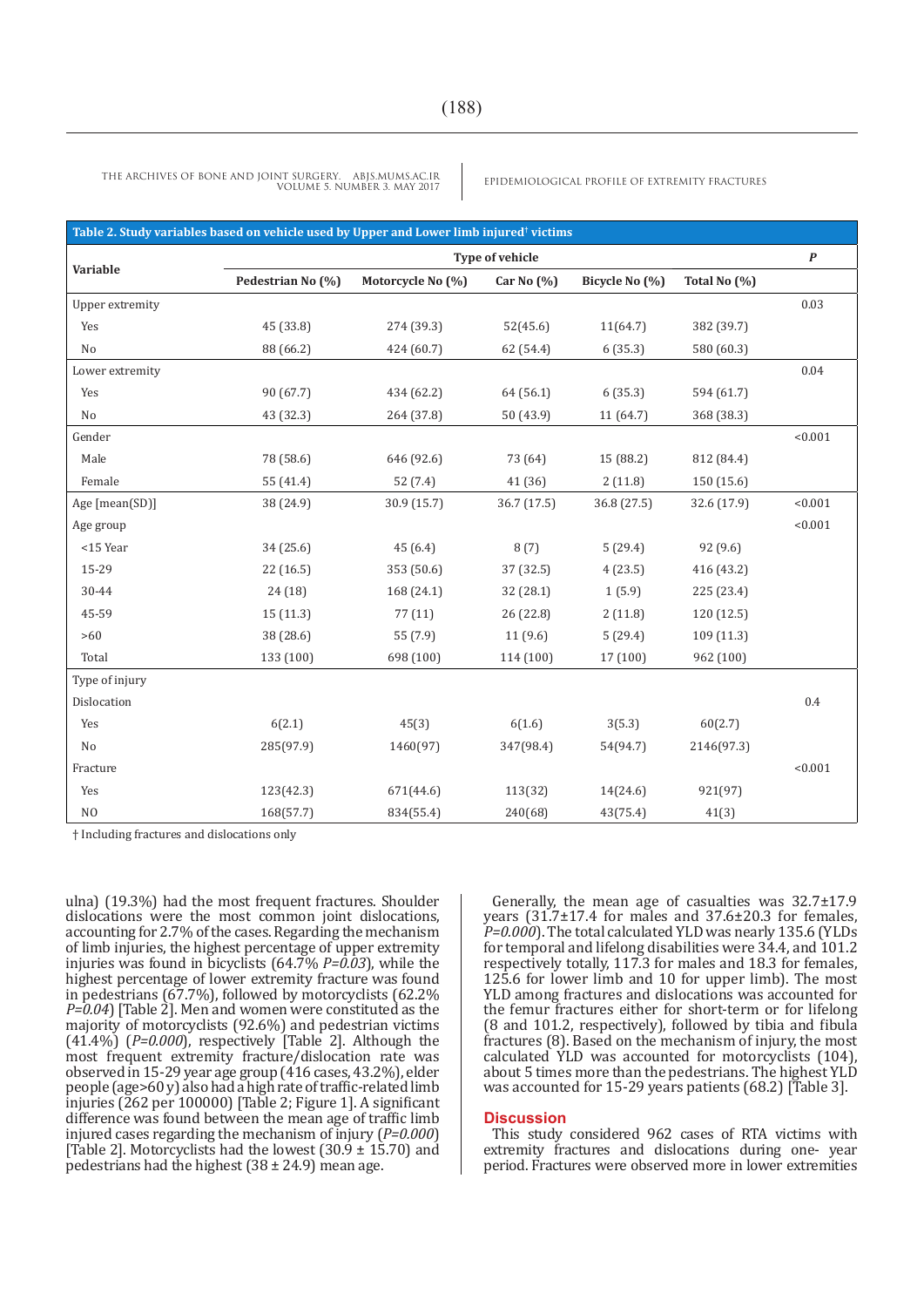**Table 2. Study variables based on vehicle used by Upper and Lower limb injured† victims**

| Variable | Type of vehicle | | | | | *P* |
|---|---|---|---|---|---|---|
| | Pedestrian No (%) | Motorcycle No (%) | Car No (%) | Bicycle No (%) | Total No (%) | |
| Upper extremity | | | | | | 0.03 |
| Yes | 45 (33.8) | 274 (39.3) | 52(45.6) | 11(64.7) | 382 (39.7) | |
| No | 88 (66.2) | 424 (60.7) | 62 (54.4) | 6 (35.3) | 580 (60.3) | |
| Lower extremity | | | | | | 0.04 |
| Yes | 90 (67.7) | 434 (62.2) | 64 (56.1) | 6 (35.3) | 594 (61.7) | |
| No | 43 (32.3) | 264 (37.8) | 50 (43.9) | 11 (64.7) | 368 (38.3) | |
| Gender | | | | | | <0.001 |
| Male | 78 (58.6) | 646 (92.6) | 73 (64) | 15 (88.2) | 812 (84.4) | |
| Female | 55 (41.4) | 52 (7.4) | 41 (36) | 2 (11.8) | 150 (15.6) | |
| Age [mean(SD)] | 38 (24.9) | 30.9 (15.7) | 36.7 (17.5) | 36.8 (27.5) | 32.6 (17.9) | <0.001 |
| Age group | | | | | | <0.001 |
| <15 Year | 34 (25.6) | 45 (6.4) | 8 (7) | 5 (29.4) | 92 (9.6) | |
| 15-29 | 22 (16.5) | 353 (50.6) | 37 (32.5) | 4 (23.5) | 416 (43.2) | |
| 30-44 | 24 (18) | 168 (24.1) | 32 (28.1) | 1 (5.9) | 225 (23.4) | |
| 45-59 | 15 (11.3) | 77 (11) | 26 (22.8) | 2 (11.8) | 120 (12.5) | |
| >60 | 38 (28.6) | 55 (7.9) | 11 (9.6) | 5 (29.4) | 109 (11.3) | |
| Total | 133 (100) | 698 (100) | 114 (100) | 17 (100) | 962 (100) | |
| Type of injury | | | | | | |
| Dislocation | | | | | | 0.4 |
| Yes | 6(2.1) | 45(3) | 6(1.6) | 3(5.3) | 60(2.7) | |
| No | 285(97.9) | 1460(97) | 347(98.4) | 54(94.7) | 2146(97.3) | |
| Fracture | | | | | | <0.001 |
| Yes | 123(42.3) | 671(44.6) | 113(32) | 14(24.6) | 921(97) | |
| NO | 168(57.7) | 834(55.4) | 240(68) | 43(75.4) | 41(3) | |

† Including fractures and dislocations only

ulna) (19.3%) had the most frequent fractures. Shoulder dislocations were the most common joint dislocations, accounting for 2.7% of the cases. Regarding the mechanism of limb injuries, the highest percentage of upper extremity injuries was found in bicyclists (64.7% *P=0.03*), while the highest percentage of lower extremity fracture was found in pedestrians (67.7%), followed by motorcyclists (62.2% *P=0.04*) [Table 2]. Men and women were constituted as the majority of motorcyclists (92.6%) and pedestrian victims (41.4%) (*P=0.000*), respectively [Table 2]. Although the most frequent extremity fracture/dislocation rate was observed in 15-29 year age group (416 cases, 43.2%), elder people (age>60 y) also had a high rate of traffic-related limb injuries (262 per 100000) [Table 2; Figure 1]. A significant difference was found between the mean age of traffic limb injured cases regarding the mechanism of injury (*P=0.000*) [Table 2]. Motorcyclists had the lowest (30.9 ± 15.70) and pedestrians had the highest (38 ± 24.9) mean age.

Generally, the mean age of casualties was 32.7±17.9 years (31.7±17.4 for males and 37.6±20.3 for females, *P=0.000*). The total calculated YLD was nearly 135.6 (YLDs for temporal and lifelong disabilities were 34.4, and 101.2 respectively totally, 117.3 for males and 18.3 for females, 125.6 for lower limb and 10 for upper limb). The most YLD among fractures and dislocations was accounted for the femur fractures either for short-term or for lifelong (8 and 101.2, respectively), followed by tibia and fibula fractures (8). Based on the mechanism of injury, the most calculated YLD was accounted for motorcyclists (104), about 5 times more than the pedestrians. The highest YLD was accounted for 15-29 years patients (68.2) [Table 3].

## Discussion

This study considered 962 cases of RTA victims with extremity fractures and dislocations during one- year period. Fractures were observed more in lower extremities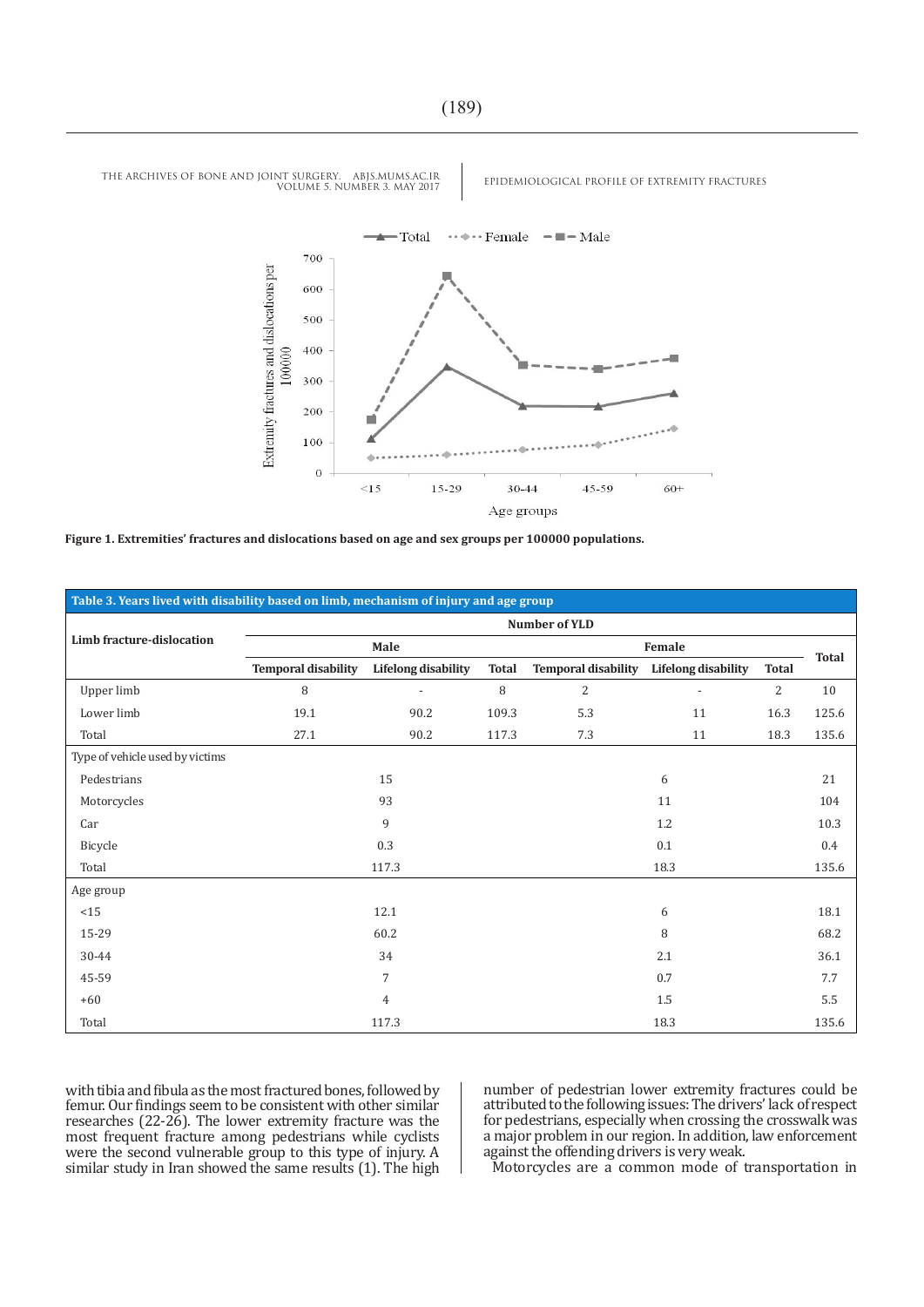Figure 1. Extremities' fractures and dislocations based on age and sex groups per 100000 populations.

| Table 3. Years lived with disability based on limb, mechanism of injury and age group | | | | | | | |
|---|---|---|---|---|---|---|---|
| Limb fracture-dislocation | Number of YLD | | | | | | |
| | Male | | | Female | | | Total |
| | Temporal disability | Lifelong disability | Total | Temporal disability | Lifelong disability | Total | |
| Upper limb | 8 | - | 8 | 2 | - | 2 | 10 |
| Lower limb | 19.1 | 90.2 | 109.3 | 5.3 | 11 | 16.3 | 125.6 |
| Total | 27.1 | 90.2 | 117.3 | 7.3 | 11 | 18.3 | 135.6 |
| Type of vehicle used by victims | | | | | | | |
| Pedestrians | 15 | | | 6 | | | 21 |
| Motorcycles | 93 | | | 11 | | | 104 |
| Car | 9 | | | 1.2 | | | 10.3 |
| Bicycle | 0.3 | | | 0.1 | | | 0.4 |
| Total | 117.3 | | | 18.3 | | | 135.6 |
| Age group | | | | | | | |
| <15 | 12.1 | | | 6 | | | 18.1 |
| 15-29 | 60.2 | | | 8 | | | 68.2 |
| 30-44 | 34 | | | 2.1 | | | 36.1 |
| 45-59 | 7 | | | 0.7 | | | 7.7 |
| +60 | 4 | | | 1.5 | | | 5.5 |
| Total | 117.3 | | | 18.3 | | | 135.6 |

with tibia and fibula as the most fractured bones, followed by femur. Our findings seem to be consistent with other similar researches (22-26). The lower extremity fracture was the most frequent fracture among pedestrians while cyclists were the second vulnerable group to this type of injury. A similar study in Iran showed the same results (1). The high number of pedestrian lower extremity fractures could be attributed to the following issues: The drivers' lack of respect for pedestrians, especially when crossing the crosswalk was a major problem in our region. In addition, law enforcement against the offending drivers is very weak.

Motorcycles are a common mode of transportation in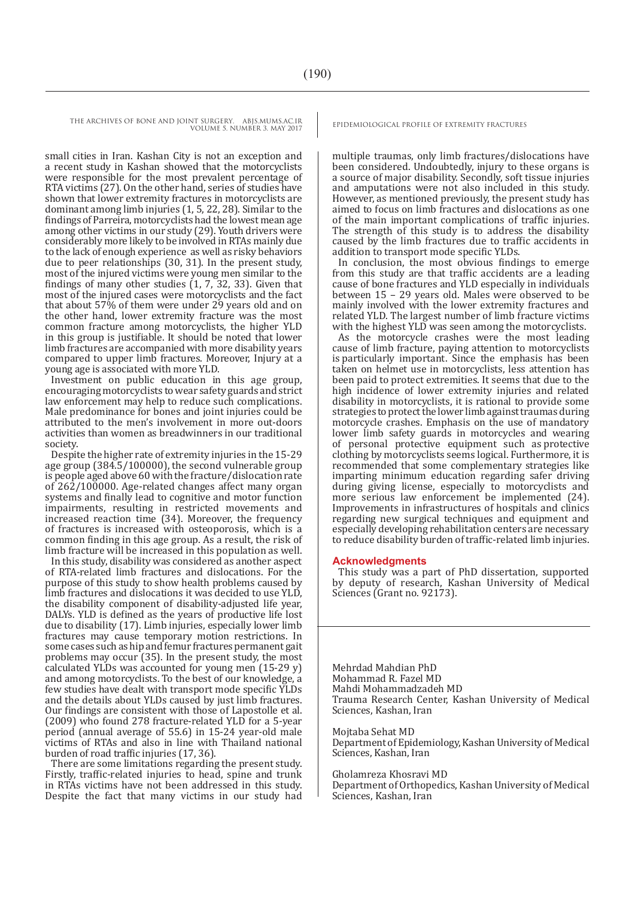small cities in Iran. Kashan City is not an exception and a recent study in Kashan showed that the motorcyclists were responsible for the most prevalent percentage of RTA victims (27). On the other hand, series of studies have shown that lower extremity fractures in motorcyclists are dominant among limb injuries (1, 5, 22, 28). Similar to the findings of Parreira, motorcyclists had the lowest mean age among other victims in our study (29). Youth drivers were considerably more likely to be involved in RTAs mainly due to the lack of enough experience as well as risky behaviors due to peer relationships (30, 31). In the present study, most of the injured victims were young men similar to the findings of many other studies (1, 7, 32, 33). Given that most of the injured cases were motorcyclists and the fact that about 57% of them were under 29 years old and on the other hand, lower extremity fracture was the most common fracture among motorcyclists, the higher YLD in this group is justifiable. It should be noted that lower limb fractures are accompanied with more disability years compared to upper limb fractures. Moreover, Injury at a young age is associated with more YLD.

Investment on public education in this age group, encouraging motorcyclists to wear safety guards and strict law enforcement may help to reduce such complications. Male predominance for bones and joint injuries could be attributed to the men's involvement in more out-doors activities than women as breadwinners in our traditional society.

Despite the higher rate of extremity injuries in the 15-29 age group (384.5/100000), the second vulnerable group is people aged above 60 with the fracture/dislocation rate of 262/100000. Age-related changes affect many organ systems and finally lead to cognitive and motor function impairments, resulting in restricted movements and increased reaction time (34). Moreover, the frequency of fractures is increased with osteoporosis, which is a common finding in this age group. As a result, the risk of limb fracture will be increased in this population as well.

In this study, disability was considered as another aspect of RTA-related limb fractures and dislocations. For the purpose of this study to show health problems caused by limb fractures and dislocations it was decided to use YLD, the disability component of disability-adjusted life year, DALYs. YLD is defined as the years of productive life lost due to disability (17). Limb injuries, especially lower limb fractures may cause temporary motion restrictions. In some cases such as hip and femur fractures permanent gait problems may occur (35). In the present study, the most calculated YLDs was accounted for young men (15-29 y) and among motorcyclists. To the best of our knowledge, a few studies have dealt with transport mode specific YLDs and the details about YLDs caused by just limb fractures. Our findings are consistent with those of Lapostolle et al. (2009) who found 278 fracture-related YLD for a 5-year period (annual average of 55.6) in 15-24 year-old male victims of RTAs and also in line with Thailand national burden of road traffic injuries (17, 36).

There are some limitations regarding the present study. Firstly, traffic-related injuries to head, spine and trunk in RTAs victims have not been addressed in this study. Despite the fact that many victims in our study had multiple traumas, only limb fractures/dislocations have been considered. Undoubtedly, injury to these organs is a source of major disability. Secondly, soft tissue injuries and amputations were not also included in this study. However, as mentioned previously, the present study has aimed to focus on limb fractures and dislocations as one of the main important complications of traffic injuries. The strength of this study is to address the disability caused by the limb fractures due to traffic accidents in addition to transport mode specific YLDs.

In conclusion, the most obvious findings to emerge from this study are that traffic accidents are a leading cause of bone fractures and YLD especially in individuals between 15 – 29 years old. Males were observed to be mainly involved with the lower extremity fractures and related YLD. The largest number of limb fracture victims with the highest YLD was seen among the motorcyclists.

As the motorcycle crashes were the most leading cause of limb fracture, paying attention to motorcyclists is particularly important. Since the emphasis has been taken on helmet use in motorcyclists, less attention has been paid to protect extremities. It seems that due to the high incidence of lower extremity injuries and related disability in motorcyclists, it is rational to provide some strategies to protect the lower limb against traumas during motorcycle crashes. Emphasis on the use of mandatory lower limb safety guards in motorcycles and wearing of personal protective equipment such as protective clothing by motorcyclists seems logical. Furthermore, it is recommended that some complementary strategies like imparting minimum education regarding safer driving during giving license, especially to motorcyclists and more serious law enforcement be implemented (24). Improvements in infrastructures of hospitals and clinics regarding new surgical techniques and equipment and especially developing rehabilitation centers are necessary to reduce disability burden of traffic-related limb injuries.

## Acknowledgments

This study was a part of PhD dissertation, supported by deputy of research, Kashan University of Medical Sciences (Grant no. 92173).

Mehrdad Mahdian PhD
Mohammad R. Fazel MD
Mahdi Mohammadzadeh MD
Trauma Research Center, Kashan University of Medical Sciences, Kashan, Iran

Mojtaba Sehat MD
Department of Epidemiology, Kashan University of Medical Sciences, Kashan, Iran

Gholamreza Khosravi MD
Department of Orthopedics, Kashan University of Medical Sciences, Kashan, Iran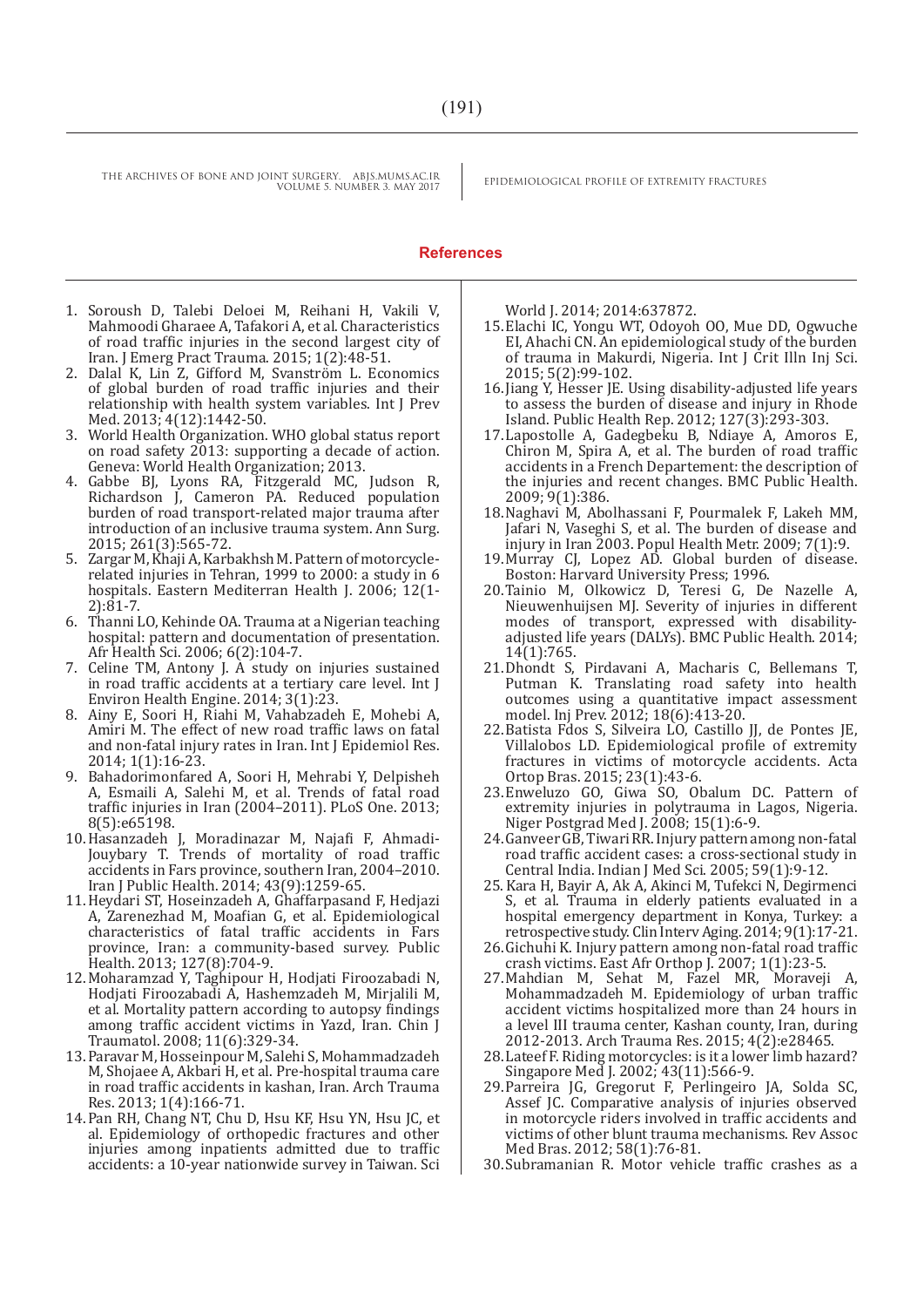## References

1. Soroush D, Talebi Deloei M, Reihani H, Vakili V, Mahmoodi Gharaee A, Tafakori A, et al. Characteristics of road traffic injuries in the second largest city of Iran. J Emerg Pract Trauma. 2015; 1(2):48-51.
2. Dalal K, Lin Z, Gifford M, Svanström L. Economics of global burden of road traffic injuries and their relationship with health system variables. Int J Prev Med. 2013; 4(12):1442-50.
3. World Health Organization. WHO global status report on road safety 2013: supporting a decade of action. Geneva: World Health Organization; 2013.
4. Gabbe BJ, Lyons RA, Fitzgerald MC, Judson R, Richardson J, Cameron PA. Reduced population burden of road transport-related major trauma after introduction of an inclusive trauma system. Ann Surg. 2015; 261(3):565-72.
5. Zargar M, Khaji A, Karbakhsh M. Pattern of motorcycle-related injuries in Tehran, 1999 to 2000: a study in 6 hospitals. Eastern Mediterran Health J. 2006; 12(1-2):81-7.
6. Thanni LO, Kehinde OA. Trauma at a Nigerian teaching hospital: pattern and documentation of presentation. Afr Health Sci. 2006; 6(2):104-7.
7. Celine TM, Antony J. A study on injuries sustained in road traffic accidents at a tertiary care level. Int J Environ Health Engine. 2014; 3(1):23.
8. Ainy E, Soori H, Riahi M, Vahabzadeh E, Mohebi A, Amiri M. The effect of new road traffic laws on fatal and non-fatal injury rates in Iran. Int J Epidemiol Res. 2014; 1(1):16-23.
9. Bahadorimonfared A, Soori H, Mehrabi Y, Delpisheh A, Esmaili A, Salehi M, et al. Trends of fatal road traffic injuries in Iran (2004–2011). PLoS One. 2013; 8(5):e65198.
10. Hasanzadeh J, Moradinazar M, Najafi F, Ahmadi-Jouybary T. Trends of mortality of road traffic accidents in Fars province, southern Iran, 2004–2010. Iran J Public Health. 2014; 43(9):1259-65.
11. Heydari ST, Hoseinzadeh A, Ghaffarpasand F, Hedjazi A, Zarenezhad M, Moafian G, et al. Epidemiological characteristics of fatal traffic accidents in Fars province, Iran: a community-based survey. Public Health. 2013; 127(8):704-9.
12. Moharamzad Y, Taghipour H, Hodjati Firoozabadi N, Hodjati Firoozabadi A, Hashemzadeh M, Mirjalili M, et al. Mortality pattern according to autopsy findings among traffic accident victims in Yazd, Iran. Chin J Traumatol. 2008; 11(6):329-34.
13. Paravar M, Hosseinpour M, Salehi S, Mohammadzadeh M, Shojaee A, Akbari H, et al. Pre-hospital trauma care in road traffic accidents in kashan, Iran. Arch Trauma Res. 2013; 1(4):166-71.
14. Pan RH, Chang NT, Chu D, Hsu KF, Hsu YN, Hsu JC, et al. Epidemiology of orthopedic fractures and other injuries among inpatients admitted due to traffic accidents: a 10-year nationwide survey in Taiwan. Sci World J. 2014; 2014:637872.
15. Elachi IC, Yongu WT, Odoyoh OO, Mue DD, Ogwuche EI, Ahachi CN. An epidemiological study of the burden of trauma in Makurdi, Nigeria. Int J Crit Illn Inj Sci. 2015; 5(2):99-102.
16. Jiang Y, Hesser JE. Using disability-adjusted life years to assess the burden of disease and injury in Rhode Island. Public Health Rep. 2012; 127(3):293-303.
17. Lapostolle A, Gadegbeku B, Ndiaye A, Amoros E, Chiron M, Spira A, et al. The burden of road traffic accidents in a French Departement: the description of the injuries and recent changes. BMC Public Health. 2009; 9(1):386.
18. Naghavi M, Abolhassani F, Pourmalek F, Lakeh MM, Jafari N, Vaseghi S, et al. The burden of disease and injury in Iran 2003. Popul Health Metr. 2009; 7(1):9.
19. Murray CJ, Lopez AD. Global burden of disease. Boston: Harvard University Press; 1996.
20. Tainio M, Olkowicz D, Teresi G, De Nazelle A, Nieuwenhuijsen MJ. Severity of injuries in different modes of transport, expressed with disability-adjusted life years (DALYs). BMC Public Health. 2014; 14(1):765.
21. Dhondt S, Pirdavani A, Macharis C, Bellemans T, Putman K. Translating road safety into health outcomes using a quantitative impact assessment model. Inj Prev. 2012; 18(6):413-20.
22. Batista Fdos S, Silveira LO, Castillo JJ, de Pontes JE, Villalobos LD. Epidemiological profile of extremity fractures in victims of motorcycle accidents. Acta Ortop Bras. 2015; 23(1):43-6.
23. Enweluzo GO, Giwa SO, Obalum DC. Pattern of extremity injuries in polytrauma in Lagos, Nigeria. Niger Postgrad Med J. 2008; 15(1):6-9.
24. Ganveer GB, Tiwari RR. Injury pattern among non-fatal road traffic accident cases: a cross-sectional study in Central India. Indian J Med Sci. 2005; 59(1):9-12.
25. Kara H, Bayir A, Ak A, Akinci M, Tufekci N, Degirmenci S, et al. Trauma in elderly patients evaluated in a hospital emergency department in Konya, Turkey: a retrospective study. Clin Interv Aging. 2014; 9(1):17-21.
26. Gichuhi K. Injury pattern among non-fatal road traffic crash victims. East Afr Orthop J. 2007; 1(1):23-5.
27. Mahdian M, Sehat M, Fazel MR, Moraveji A, Mohammadzadeh M. Epidemiology of urban traffic accident victims hospitalized more than 24 hours in a level III trauma center, Kashan county, Iran, during 2012-2013. Arch Trauma Res. 2015; 4(2):e28465.
28. Lateef F. Riding motorcycles: is it a lower limb hazard? Singapore Med J. 2002; 43(11):566-9.
29. Parreira JG, Gregorut F, Perlingeiro JA, Solda SC, Assef JC. Comparative analysis of injuries observed in motorcycle riders involved in traffic accidents and victims of other blunt trauma mechanisms. Rev Assoc Med Bras. 2012; 58(1):76-81.
30. Subramanian R. Motor vehicle traffic crashes as a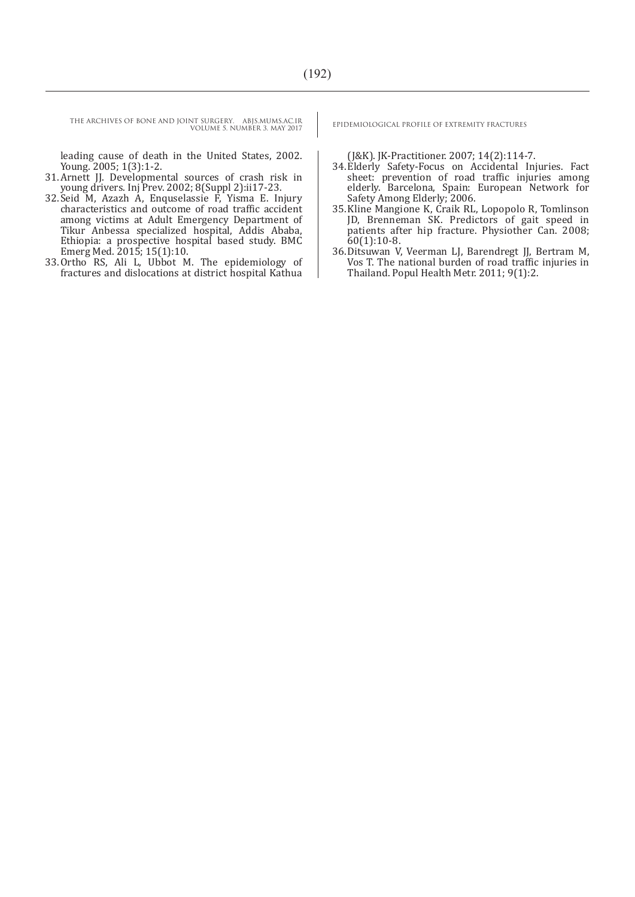leading cause of death in the United States, 2002. Young. 2005; 1(3):1-2.

31. Arnett JJ. Developmental sources of crash risk in young drivers. Inj Prev. 2002; 8(Suppl 2):ii17-23.
32. Seid M, Azazh A, Enquselassie F, Yisma E. Injury characteristics and outcome of road traffic accident among victims at Adult Emergency Department of Tikur Anbessa specialized hospital, Addis Ababa, Ethiopia: a prospective hospital based study. BMC Emerg Med. 2015; 15(1):10.
33. Ortho RS, Ali L, Ubbot M. The epidemiology of fractures and dislocations at district hospital Kathua (J&K). JK-Practitioner. 2007; 14(2):114-7.
34. Elderly Safety-Focus on Accidental Injuries. Fact sheet: prevention of road traffic injuries among elderly. Barcelona, Spain: European Network for Safety Among Elderly; 2006.
35. Kline Mangione K, Craik RL, Lopopolo R, Tomlinson JD, Brenneman SK. Predictors of gait speed in patients after hip fracture. Physiother Can. 2008; 60(1):10-8.
36. Ditsuwan V, Veerman LJ, Barendregt JJ, Bertram M, Vos T. The national burden of road traffic injuries in Thailand. Popul Health Metr. 2011; 9(1):2.